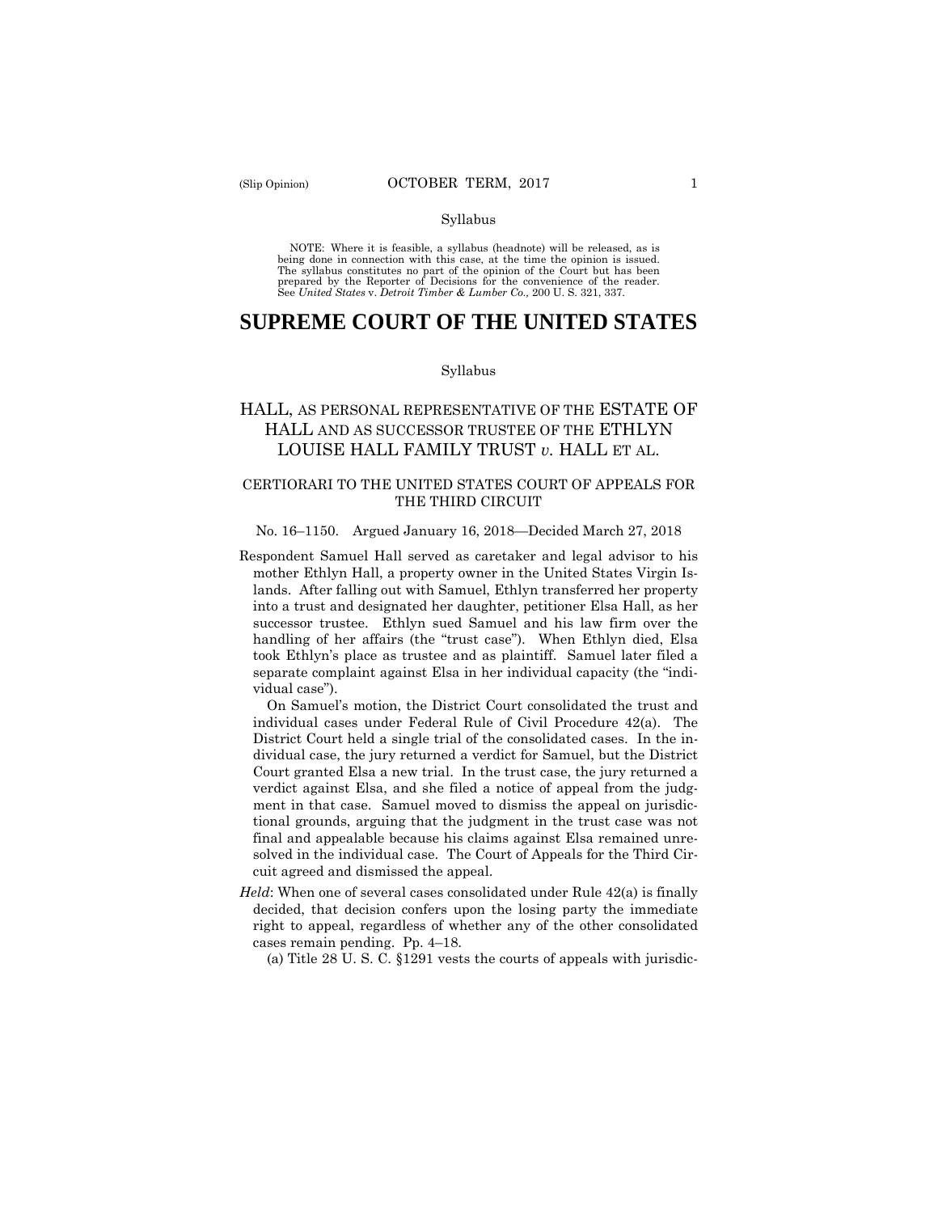Syllabus

NOTE: Where it is feasible, a syllabus (headnote) will be released, as is being done in connection with this case, at the time the opinion is issued. The syllabus constitutes no part of the opinion of the Court but has been prepared by the Reporter of Decisions for the convenience of the reader. See *United States* v. *Detroit Timber & Lumber Co.,* 200 U. S. 321, 337.

# SUPREME COURT OF THE UNITED STATES

Syllabus

## HALL, AS PERSONAL REPRESENTATIVE OF THE ESTATE OF HALL AND AS SUCCESSOR TRUSTEE OF THE ETHLYN LOUISE HALL FAMILY TRUST *v.* HALL ET AL.

CERTIORARI TO THE UNITED STATES COURT OF APPEALS FOR THE THIRD CIRCUIT

No. 16–1150. Argued January 16, 2018—Decided March 27, 2018

Respondent Samuel Hall served as caretaker and legal advisor to his mother Ethlyn Hall, a property owner in the United States Virgin Islands. After falling out with Samuel, Ethlyn transferred her property into a trust and designated her daughter, petitioner Elsa Hall, as her successor trustee. Ethlyn sued Samuel and his law firm over the handling of her affairs (the "trust case"). When Ethlyn died, Elsa took Ethlyn's place as trustee and as plaintiff. Samuel later filed a separate complaint against Elsa in her individual capacity (the "individual case").

On Samuel's motion, the District Court consolidated the trust and individual cases under Federal Rule of Civil Procedure 42(a). The District Court held a single trial of the consolidated cases. In the individual case, the jury returned a verdict for Samuel, but the District Court granted Elsa a new trial. In the trust case, the jury returned a verdict against Elsa, and she filed a notice of appeal from the judgment in that case. Samuel moved to dismiss the appeal on jurisdictional grounds, arguing that the judgment in the trust case was not final and appealable because his claims against Elsa remained unresolved in the individual case. The Court of Appeals for the Third Circuit agreed and dismissed the appeal.

*Held*: When one of several cases consolidated under Rule 42(a) is finally decided, that decision confers upon the losing party the immediate right to appeal, regardless of whether any of the other consolidated cases remain pending. Pp. 4–18.

(a) Title 28 U. S. C. §1291 vests the courts of appeals with jurisdic-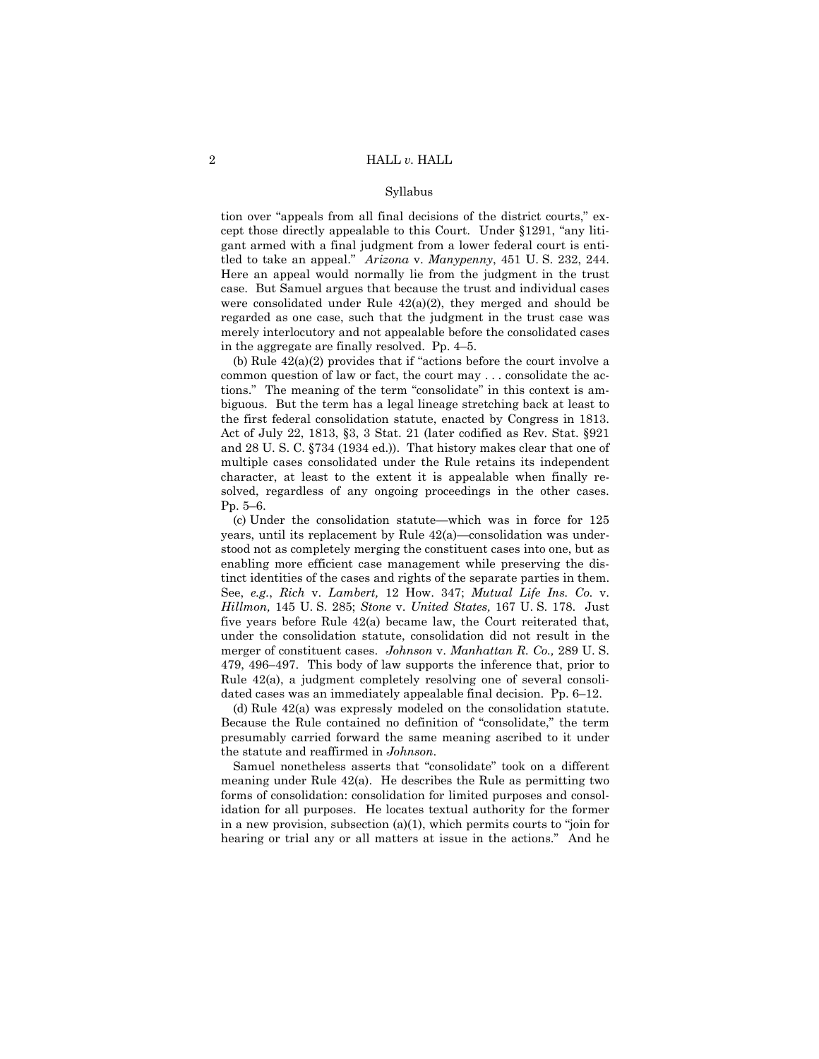tion over "appeals from all final decisions of the district courts," except those directly appealable to this Court. Under §1291, "any litigant armed with a final judgment from a lower federal court is entitled to take an appeal." *Arizona* v. *Manypenny*, 451 U. S. 232, 244. Here an appeal would normally lie from the judgment in the trust case. But Samuel argues that because the trust and individual cases were consolidated under Rule 42(a)(2), they merged and should be regarded as one case, such that the judgment in the trust case was merely interlocutory and not appealable before the consolidated cases in the aggregate are finally resolved. Pp. 4–5.

(b) Rule 42(a)(2) provides that if "actions before the court involve a common question of law or fact, the court may . . . consolidate the actions." The meaning of the term "consolidate" in this context is ambiguous. But the term has a legal lineage stretching back at least to the first federal consolidation statute, enacted by Congress in 1813. Act of July 22, 1813, §3, 3 Stat. 21 (later codified as Rev. Stat. §921 and 28 U. S. C. §734 (1934 ed.)). That history makes clear that one of multiple cases consolidated under the Rule retains its independent character, at least to the extent it is appealable when finally resolved, regardless of any ongoing proceedings in the other cases. Pp. 5–6.

(c) Under the consolidation statute—which was in force for 125 years, until its replacement by Rule 42(a)—consolidation was understood not as completely merging the constituent cases into one, but as enabling more efficient case management while preserving the distinct identities of the cases and rights of the separate parties in them. See, *e.g.*, *Rich* v. *Lambert,* 12 How. 347; *Mutual Life Ins. Co.* v. *Hillmon,* 145 U. S. 285; *Stone* v. *United States,* 167 U. S. 178. Just five years before Rule 42(a) became law, the Court reiterated that, under the consolidation statute, consolidation did not result in the merger of constituent cases. *Johnson* v. *Manhattan R. Co.,* 289 U. S. 479, 496–497. This body of law supports the inference that, prior to Rule 42(a), a judgment completely resolving one of several consolidated cases was an immediately appealable final decision. Pp. 6–12.

(d) Rule 42(a) was expressly modeled on the consolidation statute. Because the Rule contained no definition of "consolidate," the term presumably carried forward the same meaning ascribed to it under the statute and reaffirmed in *Johnson*.

Samuel nonetheless asserts that "consolidate" took on a different meaning under Rule 42(a). He describes the Rule as permitting two forms of consolidation: consolidation for limited purposes and consolidation for all purposes. He locates textual authority for the former in a new provision, subsection (a)(1), which permits courts to "join for hearing or trial any or all matters at issue in the actions." And he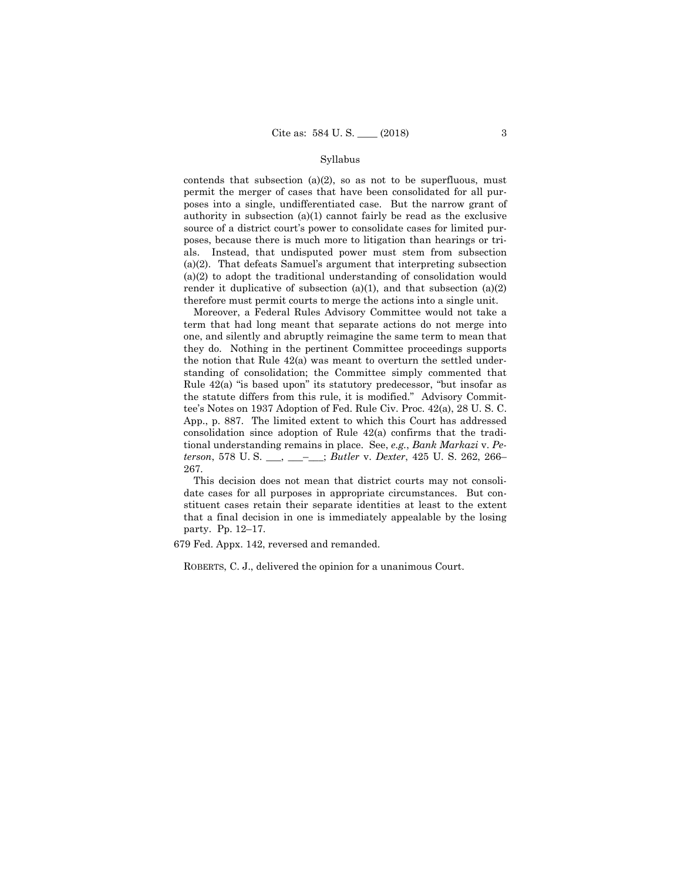contends that subsection (a)(2), so as not to be superfluous, must permit the merger of cases that have been consolidated for all purposes into a single, undifferentiated case. But the narrow grant of authority in subsection (a)(1) cannot fairly be read as the exclusive source of a district court's power to consolidate cases for limited purposes, because there is much more to litigation than hearings or trials. Instead, that undisputed power must stem from subsection (a)(2). That defeats Samuel's argument that interpreting subsection (a)(2) to adopt the traditional understanding of consolidation would render it duplicative of subsection (a)(1), and that subsection (a)(2) therefore must permit courts to merge the actions into a single unit.

Moreover, a Federal Rules Advisory Committee would not take a term that had long meant that separate actions do not merge into one, and silently and abruptly reimagine the same term to mean that they do. Nothing in the pertinent Committee proceedings supports the notion that Rule 42(a) was meant to overturn the settled understanding of consolidation; the Committee simply commented that Rule 42(a) "is based upon" its statutory predecessor, "but insofar as the statute differs from this rule, it is modified." Advisory Committee's Notes on 1937 Adoption of Fed. Rule Civ. Proc. 42(a), 28 U. S. C. App., p. 887. The limited extent to which this Court has addressed consolidation since adoption of Rule 42(a) confirms that the traditional understanding remains in place. See, *e.g.*, *Bank Markazi* v. *Peterson*, 578 U. S. \_\_\_, \_\_\_–\_\_\_; *Butler* v. *Dexter*, 425 U. S. 262, 266–267.

This decision does not mean that district courts may not consolidate cases for all purposes in appropriate circumstances. But constituent cases retain their separate identities at least to the extent that a final decision in one is immediately appealable by the losing party. Pp. 12–17.

679 Fed. Appx. 142, reversed and remanded.

ROBERTS, C. J., delivered the opinion for a unanimous Court.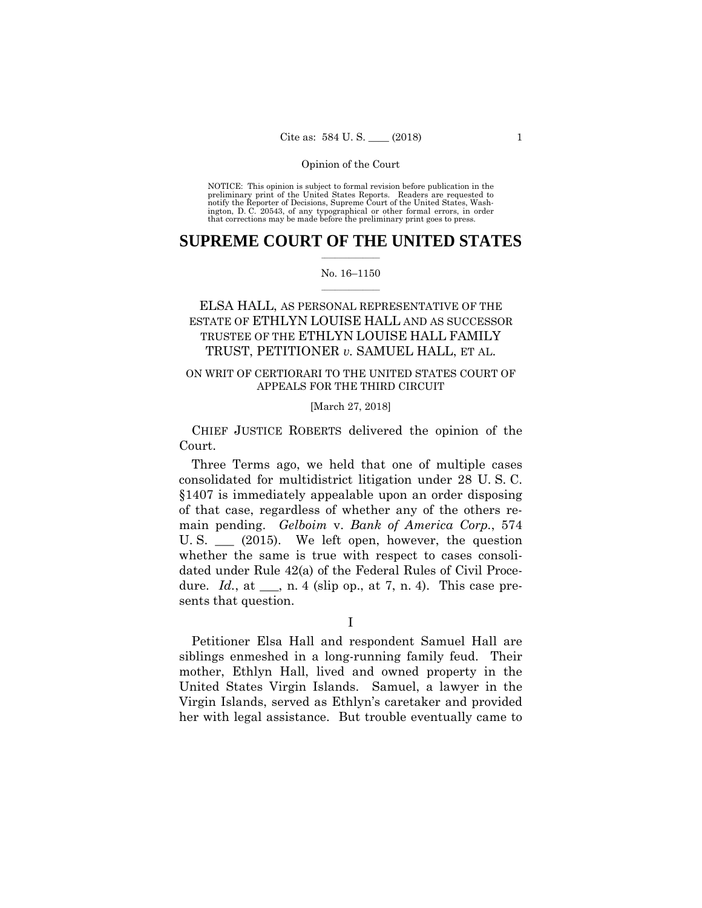Opinion of the Court

NOTICE: This opinion is subject to formal revision before publication in the preliminary print of the United States Reports. Readers are requested to notify the Reporter of Decisions, Supreme Court of the United States, Washington, D. C. 20543, of any typographical or other formal errors, in order that corrections may be made before the preliminary print goes to press.

# SUPREME COURT OF THE UNITED STATES

No. 16–1150

ELSA HALL, AS PERSONAL REPRESENTATIVE OF THE ESTATE OF ETHLYN LOUISE HALL AND AS SUCCESSOR TRUSTEE OF THE ETHLYN LOUISE HALL FAMILY TRUST, PETITIONER *v.* SAMUEL HALL, ET AL.

ON WRIT OF CERTIORARI TO THE UNITED STATES COURT OF APPEALS FOR THE THIRD CIRCUIT

[March 27, 2018]

CHIEF JUSTICE ROBERTS delivered the opinion of the Court.

Three Terms ago, we held that one of multiple cases consolidated for multidistrict litigation under 28 U. S. C. §1407 is immediately appealable upon an order disposing of that case, regardless of whether any of the others remain pending. *Gelboim* v. *Bank of America Corp.*, 574 U. S. ___ (2015). We left open, however, the question whether the same is true with respect to cases consolidated under Rule 42(a) of the Federal Rules of Civil Procedure. *Id.*, at ___, n. 4 (slip op., at 7, n. 4). This case presents that question.

I

Petitioner Elsa Hall and respondent Samuel Hall are siblings enmeshed in a long-running family feud. Their mother, Ethlyn Hall, lived and owned property in the United States Virgin Islands. Samuel, a lawyer in the Virgin Islands, served as Ethlyn's caretaker and provided her with legal assistance. But trouble eventually came to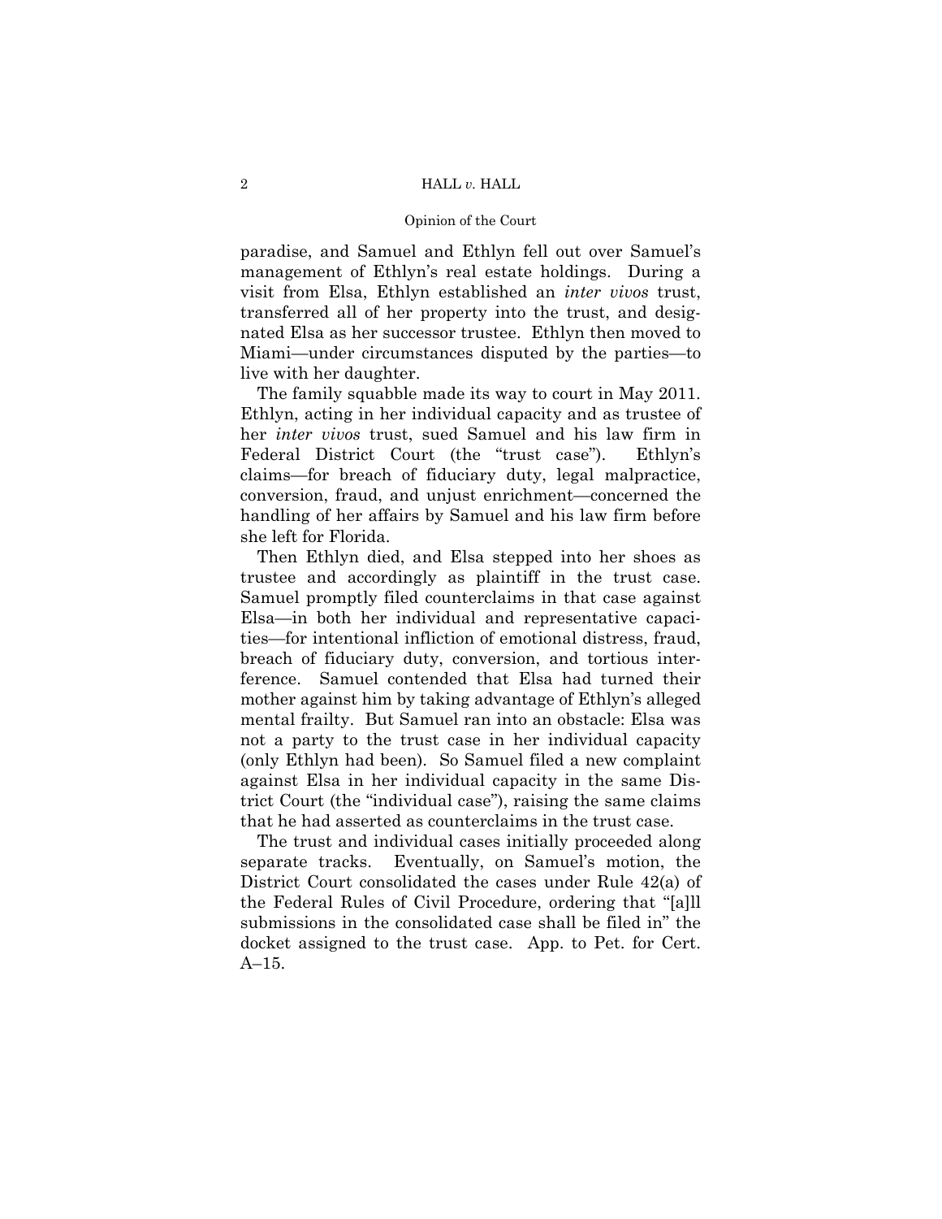paradise, and Samuel and Ethlyn fell out over Samuel's management of Ethlyn's real estate holdings. During a visit from Elsa, Ethlyn established an *inter vivos* trust, transferred all of her property into the trust, and designated Elsa as her successor trustee. Ethlyn then moved to Miami—under circumstances disputed by the parties—to live with her daughter.

The family squabble made its way to court in May 2011. Ethlyn, acting in her individual capacity and as trustee of her *inter vivos* trust, sued Samuel and his law firm in Federal District Court (the "trust case"). Ethlyn's claims—for breach of fiduciary duty, legal malpractice, conversion, fraud, and unjust enrichment—concerned the handling of her affairs by Samuel and his law firm before she left for Florida.

Then Ethlyn died, and Elsa stepped into her shoes as trustee and accordingly as plaintiff in the trust case. Samuel promptly filed counterclaims in that case against Elsa—in both her individual and representative capacities—for intentional infliction of emotional distress, fraud, breach of fiduciary duty, conversion, and tortious interference. Samuel contended that Elsa had turned their mother against him by taking advantage of Ethlyn's alleged mental frailty. But Samuel ran into an obstacle: Elsa was not a party to the trust case in her individual capacity (only Ethlyn had been). So Samuel filed a new complaint against Elsa in her individual capacity in the same District Court (the "individual case"), raising the same claims that he had asserted as counterclaims in the trust case.

The trust and individual cases initially proceeded along separate tracks. Eventually, on Samuel's motion, the District Court consolidated the cases under Rule 42(a) of the Federal Rules of Civil Procedure, ordering that "[a]ll submissions in the consolidated case shall be filed in" the docket assigned to the trust case. App. to Pet. for Cert. A–15.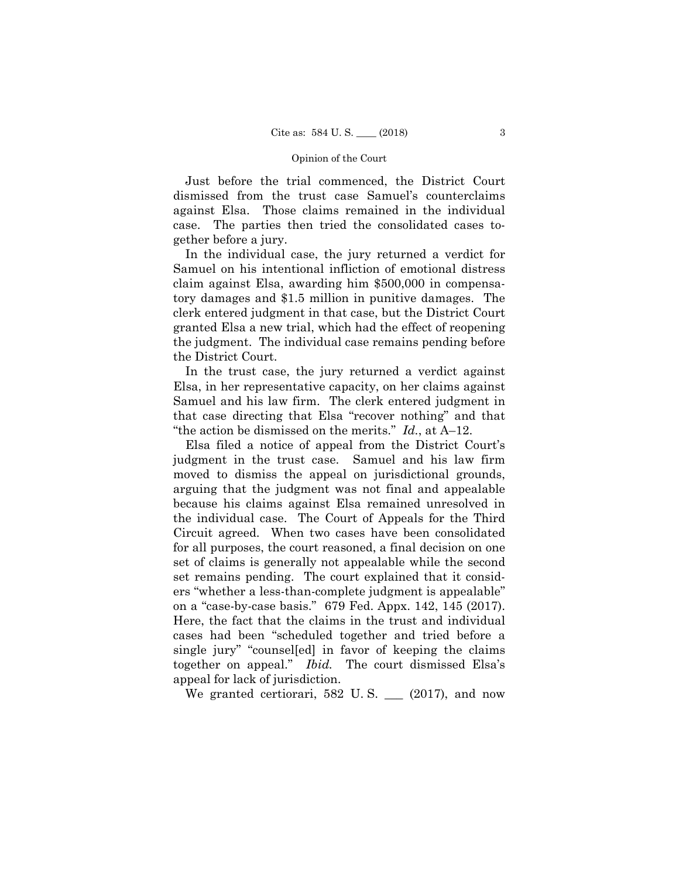Just before the trial commenced, the District Court dismissed from the trust case Samuel's counterclaims against Elsa. Those claims remained in the individual case. The parties then tried the consolidated cases together before a jury.

In the individual case, the jury returned a verdict for Samuel on his intentional infliction of emotional distress claim against Elsa, awarding him $500,000 in compensatory damages and $1.5 million in punitive damages. The clerk entered judgment in that case, but the District Court granted Elsa a new trial, which had the effect of reopening the judgment. The individual case remains pending before the District Court.

In the trust case, the jury returned a verdict against Elsa, in her representative capacity, on her claims against Samuel and his law firm. The clerk entered judgment in that case directing that Elsa "recover nothing" and that "the action be dismissed on the merits." *Id.*, at A–12.

Elsa filed a notice of appeal from the District Court's judgment in the trust case. Samuel and his law firm moved to dismiss the appeal on jurisdictional grounds, arguing that the judgment was not final and appealable because his claims against Elsa remained unresolved in the individual case. The Court of Appeals for the Third Circuit agreed. When two cases have been consolidated for all purposes, the court reasoned, a final decision on one set of claims is generally not appealable while the second set remains pending. The court explained that it considers "whether a less-than-complete judgment is appealable" on a "case-by-case basis." 679 Fed. Appx. 142, 145 (2017). Here, the fact that the claims in the trust and individual cases had been "scheduled together and tried before a single jury" "counsel[ed] in favor of keeping the claims together on appeal." *Ibid.* The court dismissed Elsa's appeal for lack of jurisdiction.

We granted certiorari, 582 U. S. ___ (2017), and now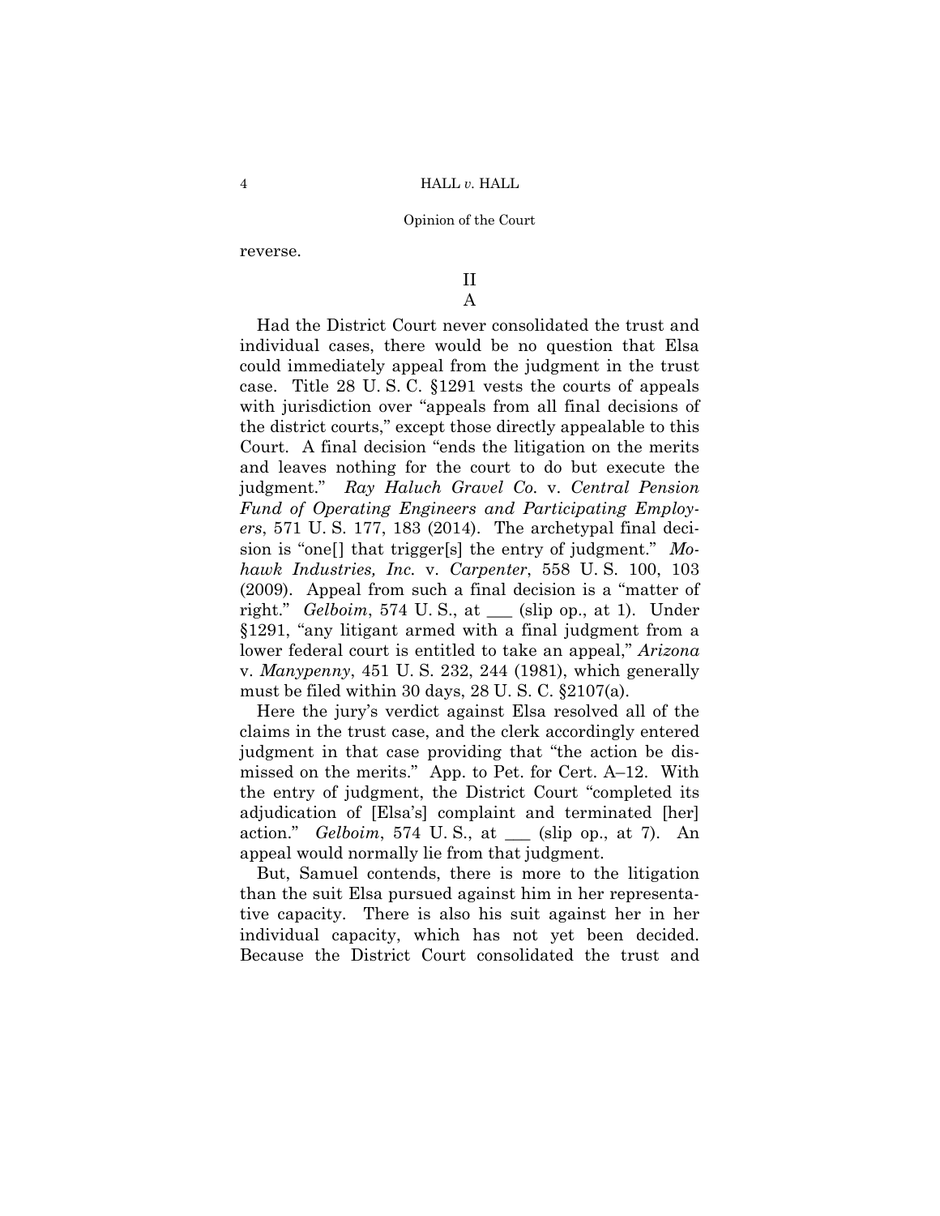reverse.

## II

### A

Had the District Court never consolidated the trust and individual cases, there would be no question that Elsa could immediately appeal from the judgment in the trust case. Title 28 U. S. C. §1291 vests the courts of appeals with jurisdiction over "appeals from all final decisions of the district courts," except those directly appealable to this Court. A final decision "ends the litigation on the merits and leaves nothing for the court to do but execute the judgment." *Ray Haluch Gravel Co.* v. *Central Pension Fund of Operating Engineers and Participating Employers*, 571 U. S. 177, 183 (2014). The archetypal final decision is "one[] that trigger[s] the entry of judgment." *Mohawk Industries, Inc.* v. *Carpenter*, 558 U. S. 100, 103 (2009). Appeal from such a final decision is a "matter of right." *Gelboim*, 574 U. S., at ___ (slip op., at 1). Under §1291, "any litigant armed with a final judgment from a lower federal court is entitled to take an appeal," *Arizona* v. *Manypenny*, 451 U. S. 232, 244 (1981), which generally must be filed within 30 days, 28 U. S. C. §2107(a).

Here the jury's verdict against Elsa resolved all of the claims in the trust case, and the clerk accordingly entered judgment in that case providing that "the action be dismissed on the merits." App. to Pet. for Cert. A–12. With the entry of judgment, the District Court "completed its adjudication of [Elsa's] complaint and terminated [her] action." *Gelboim*, 574 U. S., at ___ (slip op., at 7). An appeal would normally lie from that judgment.

But, Samuel contends, there is more to the litigation than the suit Elsa pursued against him in her representative capacity. There is also his suit against her in her individual capacity, which has not yet been decided. Because the District Court consolidated the trust and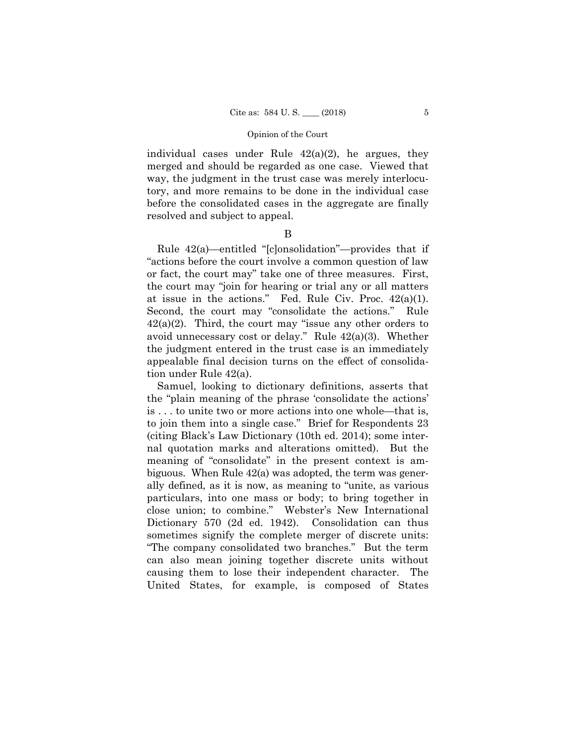individual cases under Rule 42(a)(2), he argues, they merged and should be regarded as one case. Viewed that way, the judgment in the trust case was merely interlocutory, and more remains to be done in the individual case before the consolidated cases in the aggregate are finally resolved and subject to appeal.

B

Rule 42(a)—entitled "[c]onsolidation"—provides that if "actions before the court involve a common question of law or fact, the court may" take one of three measures. First, the court may "join for hearing or trial any or all matters at issue in the actions." Fed. Rule Civ. Proc. 42(a)(1). Second, the court may "consolidate the actions." Rule 42(a)(2). Third, the court may "issue any other orders to avoid unnecessary cost or delay." Rule 42(a)(3). Whether the judgment entered in the trust case is an immediately appealable final decision turns on the effect of consolidation under Rule 42(a).

Samuel, looking to dictionary definitions, asserts that the "plain meaning of the phrase 'consolidate the actions' is . . . to unite two or more actions into one whole—that is, to join them into a single case." Brief for Respondents 23 (citing Black's Law Dictionary (10th ed. 2014); some internal quotation marks and alterations omitted). But the meaning of "consolidate" in the present context is ambiguous. When Rule 42(a) was adopted, the term was generally defined, as it is now, as meaning to "unite, as various particulars, into one mass or body; to bring together in close union; to combine." Webster's New International Dictionary 570 (2d ed. 1942). Consolidation can thus sometimes signify the complete merger of discrete units: "The company consolidated two branches." But the term can also mean joining together discrete units without causing them to lose their independent character. The United States, for example, is composed of States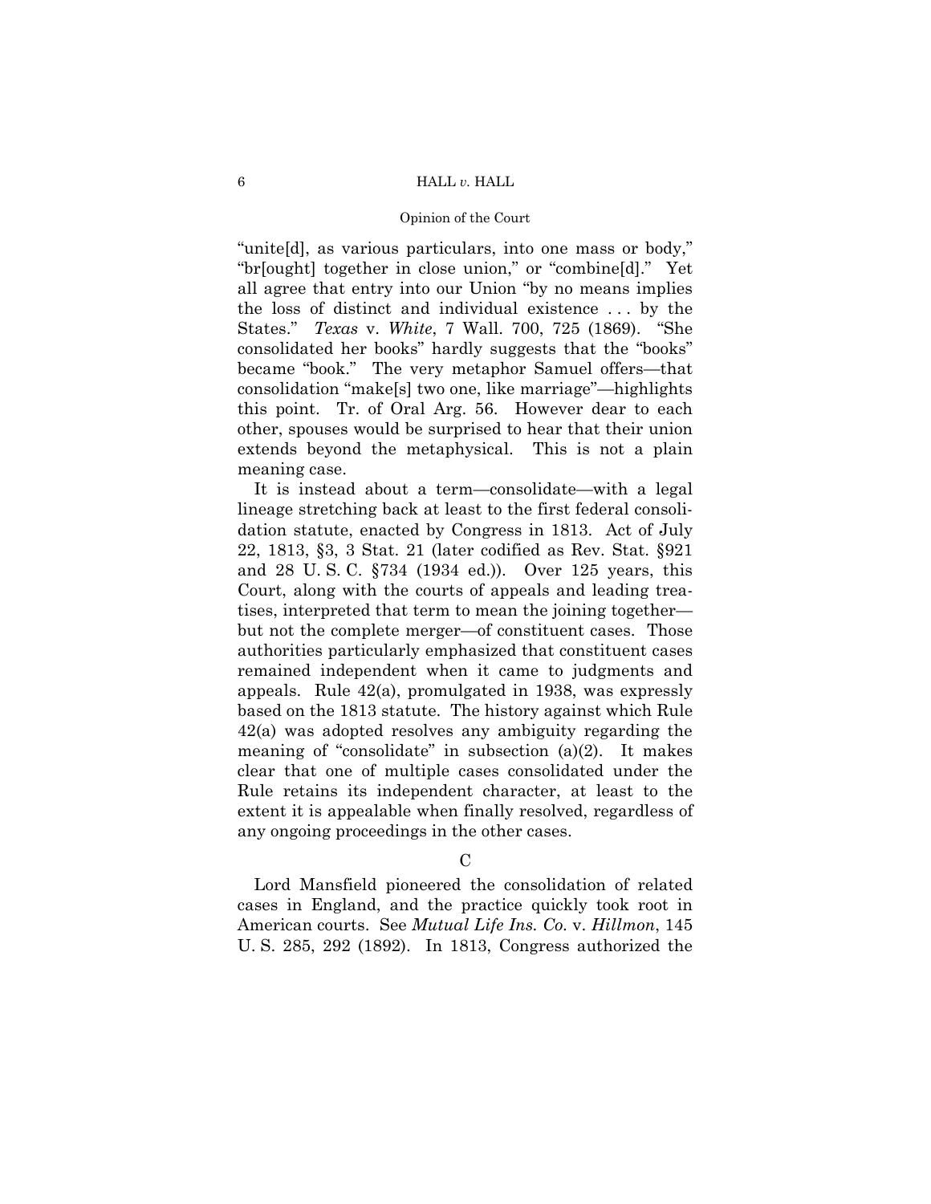"unite[d], as various particulars, into one mass or body," "br[ought] together in close union," or "combine[d]." Yet all agree that entry into our Union "by no means implies the loss of distinct and individual existence . . . by the States." *Texas* v. *White*, 7 Wall. 700, 725 (1869). "She consolidated her books" hardly suggests that the "books" became "book." The very metaphor Samuel offers—that consolidation "make[s] two one, like marriage"—highlights this point. Tr. of Oral Arg. 56. However dear to each other, spouses would be surprised to hear that their union extends beyond the metaphysical. This is not a plain meaning case.

It is instead about a term—consolidate—with a legal lineage stretching back at least to the first federal consolidation statute, enacted by Congress in 1813. Act of July 22, 1813, §3, 3 Stat. 21 (later codified as Rev. Stat. §921 and 28 U. S. C. §734 (1934 ed.)). Over 125 years, this Court, along with the courts of appeals and leading treatises, interpreted that term to mean the joining together—but not the complete merger—of constituent cases. Those authorities particularly emphasized that constituent cases remained independent when it came to judgments and appeals. Rule 42(a), promulgated in 1938, was expressly based on the 1813 statute. The history against which Rule 42(a) was adopted resolves any ambiguity regarding the meaning of "consolidate" in subsection (a)(2). It makes clear that one of multiple cases consolidated under the Rule retains its independent character, at least to the extent it is appealable when finally resolved, regardless of any ongoing proceedings in the other cases.

### C

Lord Mansfield pioneered the consolidation of related cases in England, and the practice quickly took root in American courts. See *Mutual Life Ins. Co.* v. *Hillmon*, 145 U. S. 285, 292 (1892). In 1813, Congress authorized the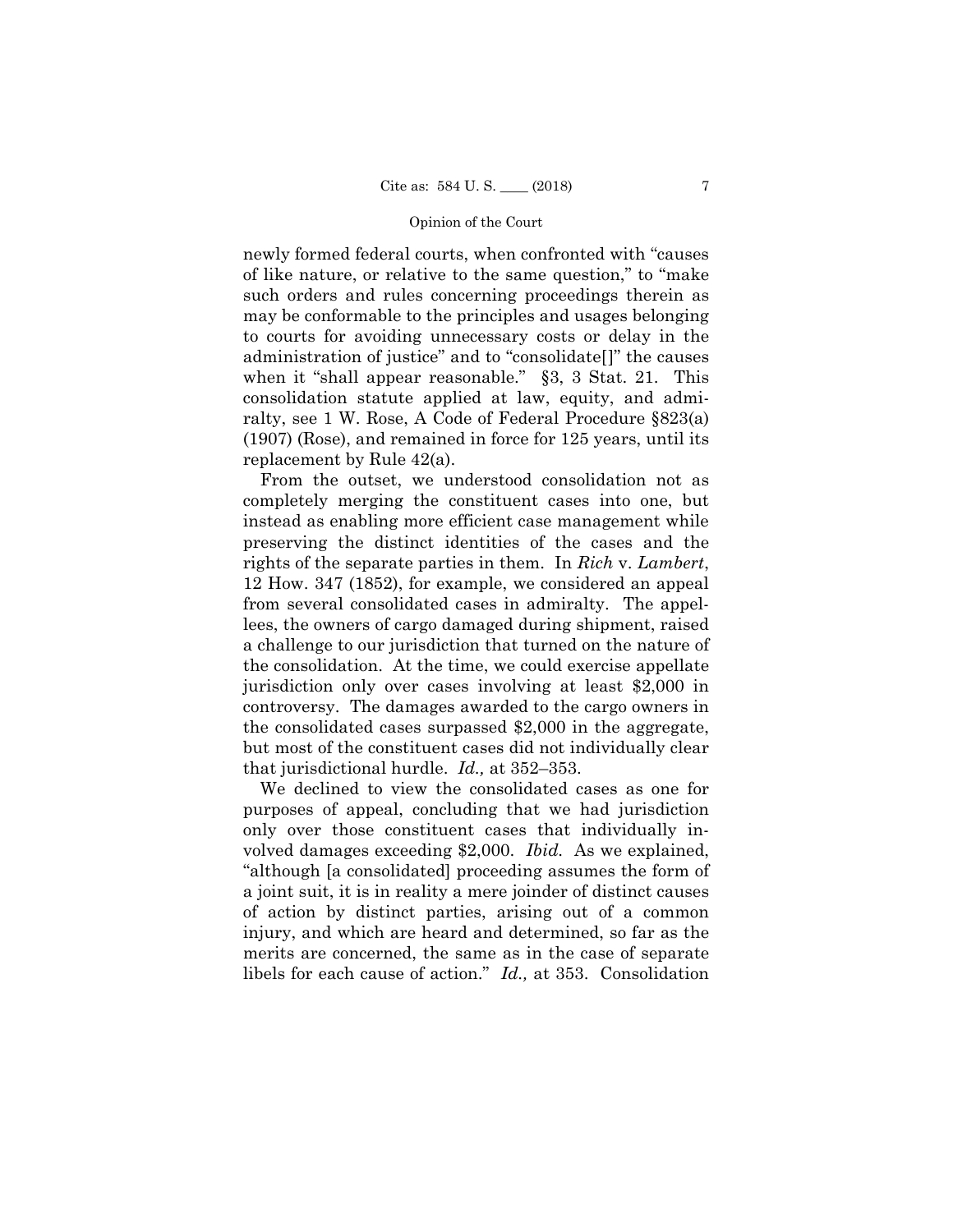newly formed federal courts, when confronted with "causes of like nature, or relative to the same question," to "make such orders and rules concerning proceedings therein as may be conformable to the principles and usages belonging to courts for avoiding unnecessary costs or delay in the administration of justice" and to "consolidate[]" the causes when it "shall appear reasonable." §3, 3 Stat. 21. This consolidation statute applied at law, equity, and admiralty, see 1 W. Rose, A Code of Federal Procedure §823(a) (1907) (Rose), and remained in force for 125 years, until its replacement by Rule 42(a).

From the outset, we understood consolidation not as completely merging the constituent cases into one, but instead as enabling more efficient case management while preserving the distinct identities of the cases and the rights of the separate parties in them. In *Rich* v. *Lambert*, 12 How. 347 (1852), for example, we considered an appeal from several consolidated cases in admiralty. The appellees, the owners of cargo damaged during shipment, raised a challenge to our jurisdiction that turned on the nature of the consolidation. At the time, we could exercise appellate jurisdiction only over cases involving at least $2,000 in controversy. The damages awarded to the cargo owners in the consolidated cases surpassed $2,000 in the aggregate, but most of the constituent cases did not individually clear that jurisdictional hurdle. *Id.,* at 352–353.

We declined to view the consolidated cases as one for purposes of appeal, concluding that we had jurisdiction only over those constituent cases that individually involved damages exceeding $2,000. *Ibid.* As we explained, "although [a consolidated] proceeding assumes the form of a joint suit, it is in reality a mere joinder of distinct causes of action by distinct parties, arising out of a common injury, and which are heard and determined, so far as the merits are concerned, the same as in the case of separate libels for each cause of action." *Id.,* at 353. Consolidation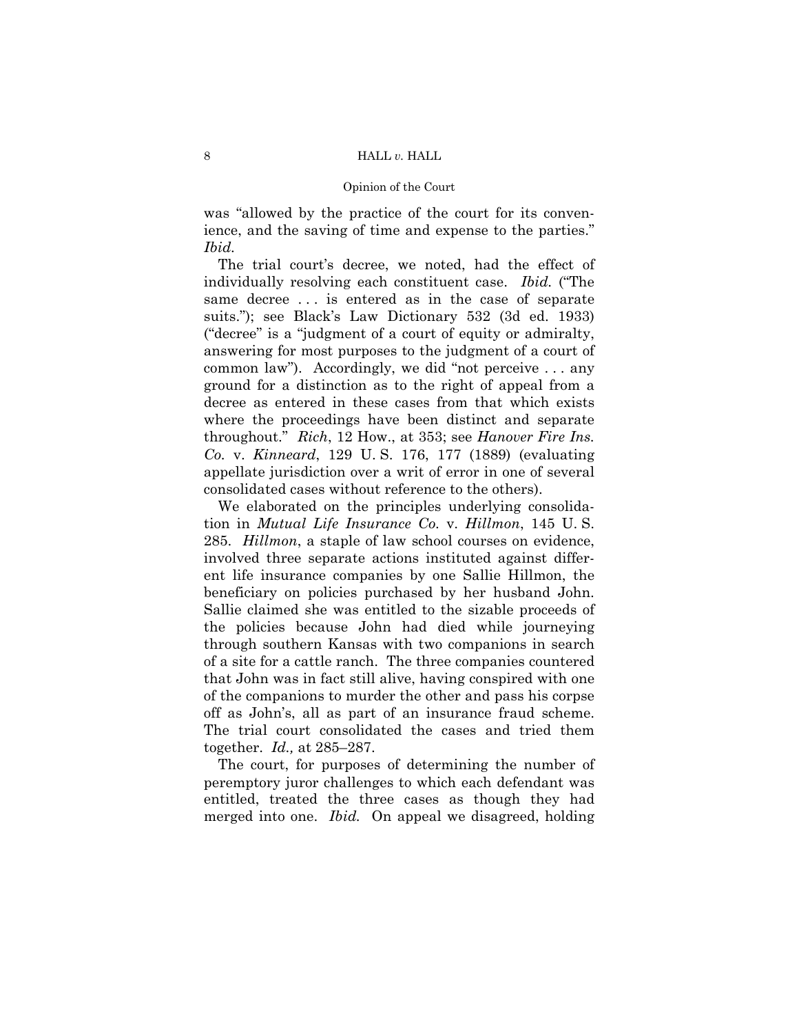was "allowed by the practice of the court for its convenience, and the saving of time and expense to the parties." *Ibid.*

The trial court's decree, we noted, had the effect of individually resolving each constituent case. *Ibid.* ("The same decree . . . is entered as in the case of separate suits."); see Black's Law Dictionary 532 (3d ed. 1933) ("decree" is a "judgment of a court of equity or admiralty, answering for most purposes to the judgment of a court of common law"). Accordingly, we did "not perceive . . . any ground for a distinction as to the right of appeal from a decree as entered in these cases from that which exists where the proceedings have been distinct and separate throughout." *Rich*, 12 How., at 353; see *Hanover Fire Ins. Co.* v. *Kinneard*, 129 U. S. 176, 177 (1889) (evaluating appellate jurisdiction over a writ of error in one of several consolidated cases without reference to the others).

We elaborated on the principles underlying consolidation in *Mutual Life Insurance Co.* v. *Hillmon*, 145 U. S. 285. *Hillmon*, a staple of law school courses on evidence, involved three separate actions instituted against different life insurance companies by one Sallie Hillmon, the beneficiary on policies purchased by her husband John. Sallie claimed she was entitled to the sizable proceeds of the policies because John had died while journeying through southern Kansas with two companions in search of a site for a cattle ranch. The three companies countered that John was in fact still alive, having conspired with one of the companions to murder the other and pass his corpse off as John's, all as part of an insurance fraud scheme. The trial court consolidated the cases and tried them together. *Id.,* at 285–287.

The court, for purposes of determining the number of peremptory juror challenges to which each defendant was entitled, treated the three cases as though they had merged into one. *Ibid.* On appeal we disagreed, holding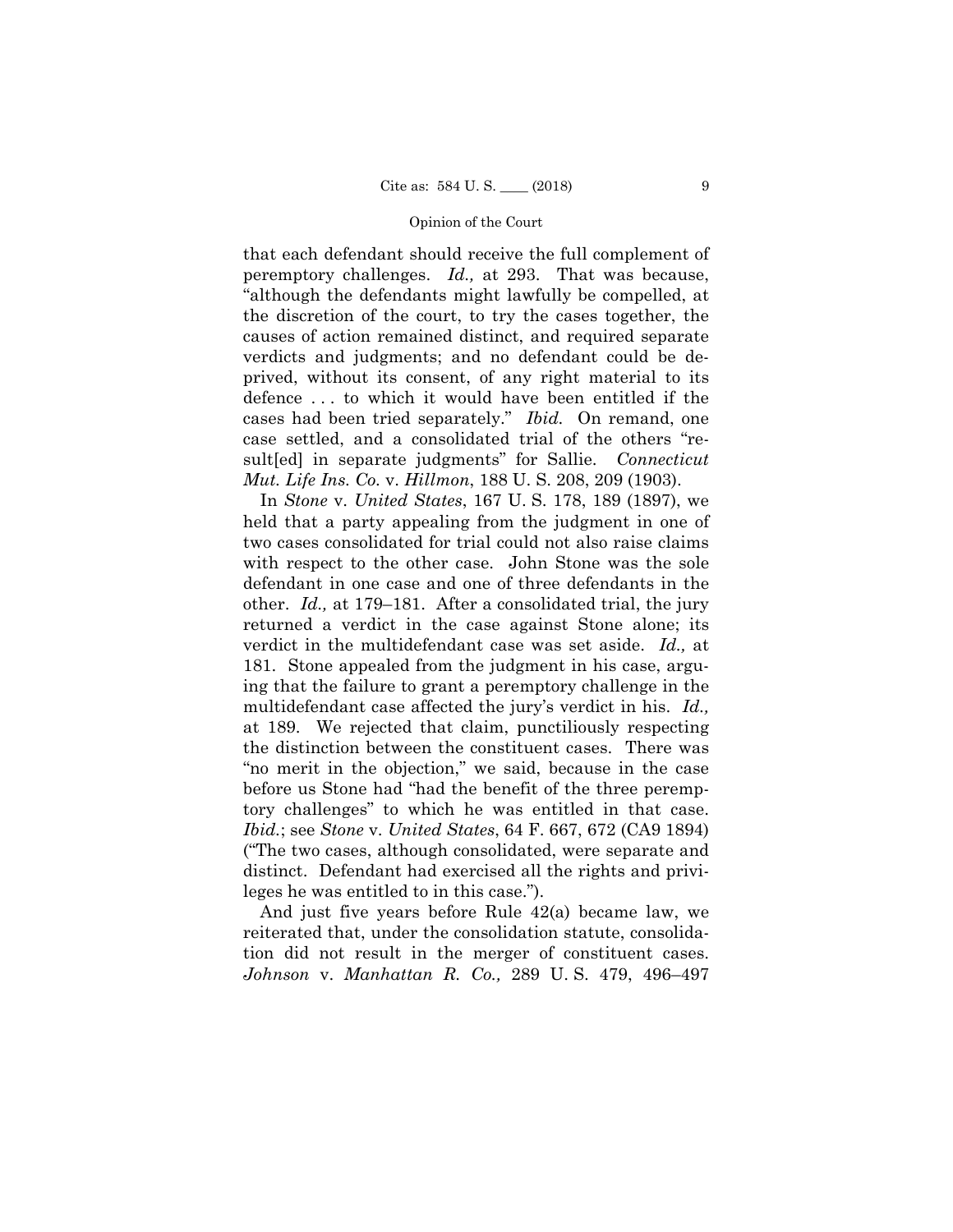that each defendant should receive the full complement of peremptory challenges. *Id.,* at 293. That was because, "although the defendants might lawfully be compelled, at the discretion of the court, to try the cases together, the causes of action remained distinct, and required separate verdicts and judgments; and no defendant could be deprived, without its consent, of any right material to its defence . . . to which it would have been entitled if the cases had been tried separately." *Ibid.* On remand, one case settled, and a consolidated trial of the others "result[ed] in separate judgments" for Sallie. *Connecticut Mut. Life Ins. Co.* v. *Hillmon*, 188 U. S. 208, 209 (1903).

In *Stone* v. *United States*, 167 U. S. 178, 189 (1897), we held that a party appealing from the judgment in one of two cases consolidated for trial could not also raise claims with respect to the other case. John Stone was the sole defendant in one case and one of three defendants in the other. *Id.,* at 179–181. After a consolidated trial, the jury returned a verdict in the case against Stone alone; its verdict in the multidefendant case was set aside. *Id.,* at 181. Stone appealed from the judgment in his case, arguing that the failure to grant a peremptory challenge in the multidefendant case affected the jury's verdict in his. *Id.,* at 189. We rejected that claim, punctiliously respecting the distinction between the constituent cases. There was "no merit in the objection," we said, because in the case before us Stone had "had the benefit of the three peremptory challenges" to which he was entitled in that case. *Ibid.*; see *Stone* v. *United States*, 64 F. 667, 672 (CA9 1894) ("The two cases, although consolidated, were separate and distinct. Defendant had exercised all the rights and privileges he was entitled to in this case.").

And just five years before Rule 42(a) became law, we reiterated that, under the consolidation statute, consolidation did not result in the merger of constituent cases. *Johnson* v. *Manhattan R. Co.,* 289 U. S. 479, 496–497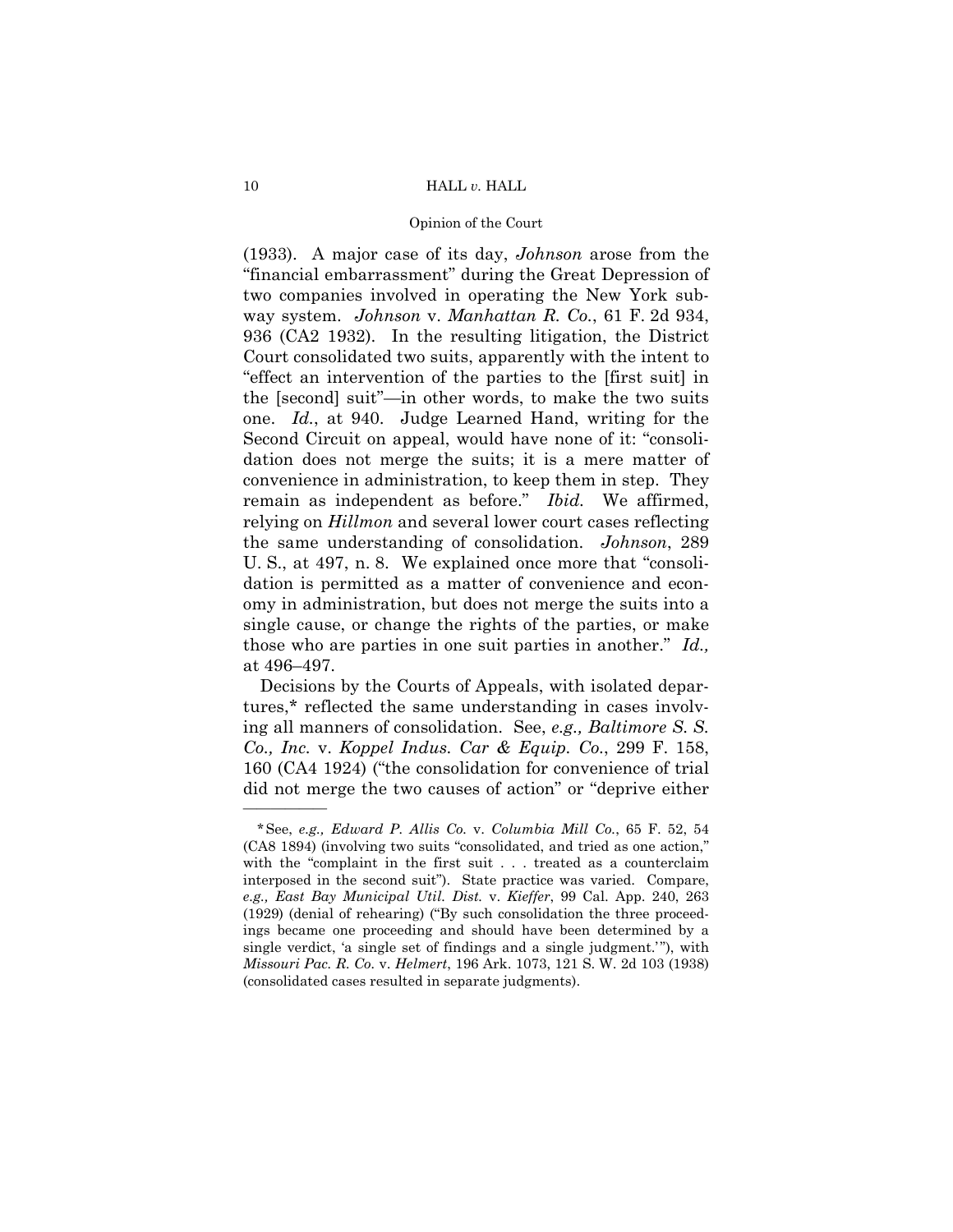(1933). A major case of its day, *Johnson* arose from the "financial embarrassment" during the Great Depression of two companies involved in operating the New York subway system. *Johnson* v. *Manhattan R. Co.*, 61 F. 2d 934, 936 (CA2 1932). In the resulting litigation, the District Court consolidated two suits, apparently with the intent to "effect an intervention of the parties to the [first suit] in the [second] suit"—in other words, to make the two suits one. *Id.*, at 940. Judge Learned Hand, writing for the Second Circuit on appeal, would have none of it: "consolidation does not merge the suits; it is a mere matter of convenience in administration, to keep them in step. They remain as independent as before." *Ibid.* We affirmed, relying on *Hillmon* and several lower court cases reflecting the same understanding of consolidation. *Johnson*, 289 U. S., at 497, n. 8. We explained once more that "consolidation is permitted as a matter of convenience and economy in administration, but does not merge the suits into a single cause, or change the rights of the parties, or make those who are parties in one suit parties in another." *Id.,* at 496–497.

Decisions by the Courts of Appeals, with isolated departures,* reflected the same understanding in cases involving all manners of consolidation. See, *e.g., Baltimore S. S. Co., Inc.* v. *Koppel Indus. Car & Equip. Co.*, 299 F. 158, 160 (CA4 1924) ("the consolidation for convenience of trial did not merge the two causes of action" or "deprive either

---

*See, *e.g., Edward P. Allis Co.* v. *Columbia Mill Co.*, 65 F. 52, 54 (CA8 1894) (involving two suits "consolidated, and tried as one action," with the "complaint in the first suit . . . treated as a counterclaim interposed in the second suit"). State practice was varied. Compare, *e.g., East Bay Municipal Util. Dist.* v. *Kieffer*, 99 Cal. App. 240, 263 (1929) (denial of rehearing) ("By such consolidation the three proceedings became one proceeding and should have been determined by a single verdict, 'a single set of findings and a single judgment.'"), with *Missouri Pac. R. Co.* v. *Helmert*, 196 Ark. 1073, 121 S. W. 2d 103 (1938) (consolidated cases resulted in separate judgments).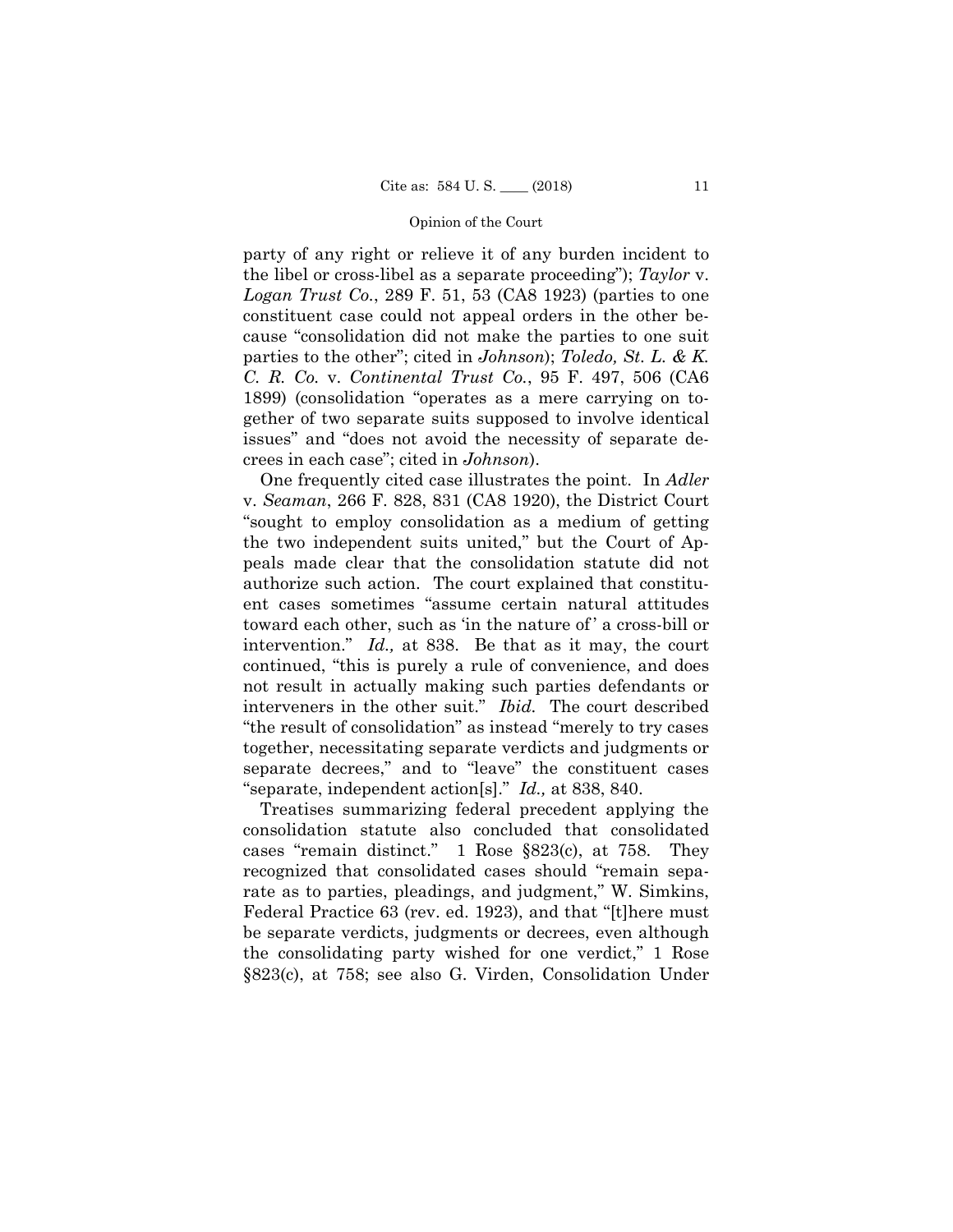party of any right or relieve it of any burden incident to the libel or cross-libel as a separate proceeding"); *Taylor* v. *Logan Trust Co.*, 289 F. 51, 53 (CA8 1923) (parties to one constituent case could not appeal orders in the other because "consolidation did not make the parties to one suit parties to the other"; cited in *Johnson*); *Toledo, St. L. & K. C. R. Co.* v. *Continental Trust Co.*, 95 F. 497, 506 (CA6 1899) (consolidation "operates as a mere carrying on together of two separate suits supposed to involve identical issues" and "does not avoid the necessity of separate decrees in each case"; cited in *Johnson*).

One frequently cited case illustrates the point. In *Adler* v. *Seaman*, 266 F. 828, 831 (CA8 1920), the District Court "sought to employ consolidation as a medium of getting the two independent suits united," but the Court of Appeals made clear that the consolidation statute did not authorize such action. The court explained that constituent cases sometimes "assume certain natural attitudes toward each other, such as 'in the nature of' a cross-bill or intervention." *Id.,* at 838. Be that as it may, the court continued, "this is purely a rule of convenience, and does not result in actually making such parties defendants or interveners in the other suit." *Ibid.* The court described "the result of consolidation" as instead "merely to try cases together, necessitating separate verdicts and judgments or separate decrees," and to "leave" the constituent cases "separate, independent action[s]." *Id.,* at 838, 840.

Treatises summarizing federal precedent applying the consolidation statute also concluded that consolidated cases "remain distinct." 1 Rose §823(c), at 758. They recognized that consolidated cases should "remain separate as to parties, pleadings, and judgment," W. Simkins, Federal Practice 63 (rev. ed. 1923), and that "[t]here must be separate verdicts, judgments or decrees, even although the consolidating party wished for one verdict," 1 Rose §823(c), at 758; see also G. Virden, Consolidation Under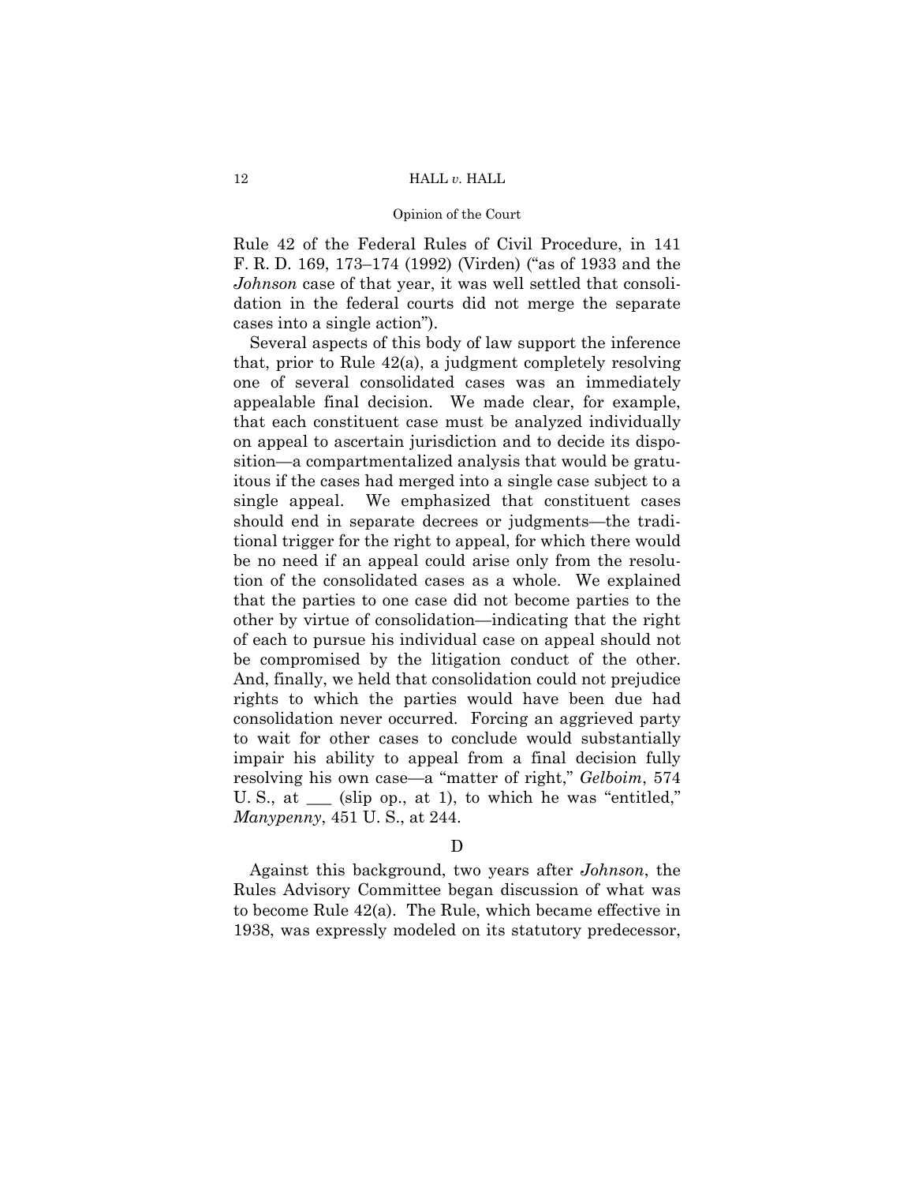Rule 42 of the Federal Rules of Civil Procedure, in 141 F. R. D. 169, 173–174 (1992) (Virden) ("as of 1933 and the *Johnson* case of that year, it was well settled that consolidation in the federal courts did not merge the separate cases into a single action").

Several aspects of this body of law support the inference that, prior to Rule 42(a), a judgment completely resolving one of several consolidated cases was an immediately appealable final decision. We made clear, for example, that each constituent case must be analyzed individually on appeal to ascertain jurisdiction and to decide its disposition—a compartmentalized analysis that would be gratuitous if the cases had merged into a single case subject to a single appeal. We emphasized that constituent cases should end in separate decrees or judgments—the traditional trigger for the right to appeal, for which there would be no need if an appeal could arise only from the resolution of the consolidated cases as a whole. We explained that the parties to one case did not become parties to the other by virtue of consolidation—indicating that the right of each to pursue his individual case on appeal should not be compromised by the litigation conduct of the other. And, finally, we held that consolidation could not prejudice rights to which the parties would have been due had consolidation never occurred. Forcing an aggrieved party to wait for other cases to conclude would substantially impair his ability to appeal from a final decision fully resolving his own case—a "matter of right," *Gelboim*, 574 U. S., at ___ (slip op., at 1), to which he was "entitled," *Manypenny*, 451 U. S., at 244.

D

Against this background, two years after *Johnson*, the Rules Advisory Committee began discussion of what was to become Rule 42(a). The Rule, which became effective in 1938, was expressly modeled on its statutory predecessor,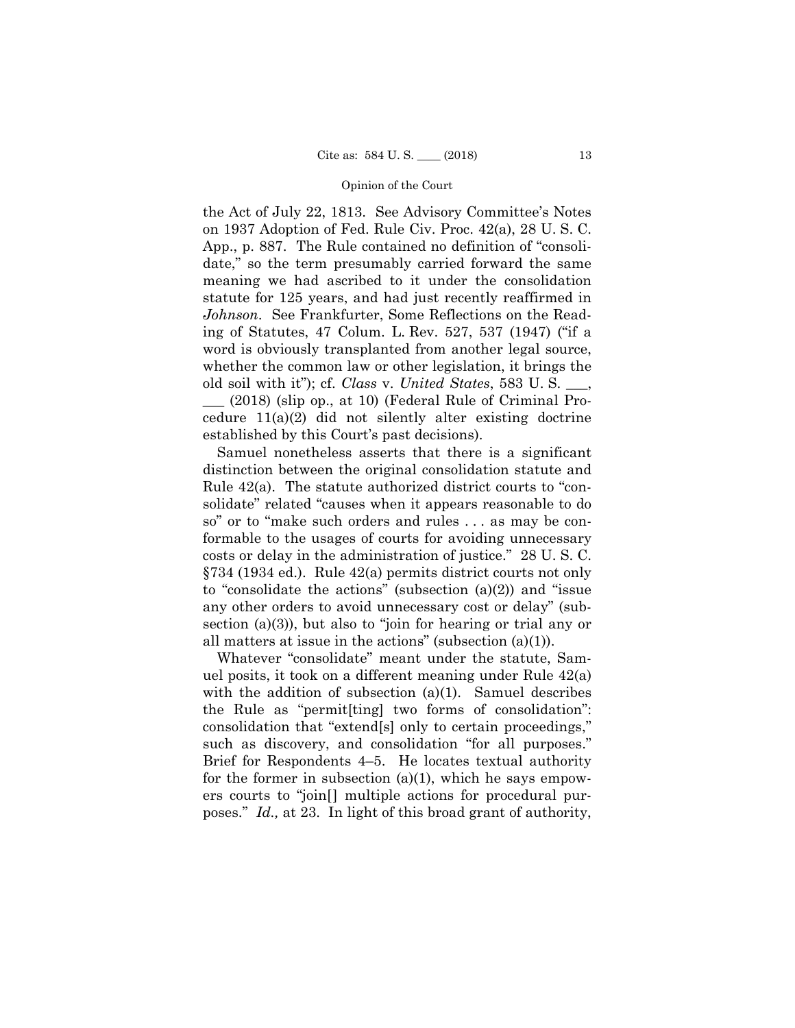the Act of July 22, 1813. See Advisory Committee's Notes on 1937 Adoption of Fed. Rule Civ. Proc. 42(a), 28 U. S. C. App., p. 887. The Rule contained no definition of "consolidate," so the term presumably carried forward the same meaning we had ascribed to it under the consolidation statute for 125 years, and had just recently reaffirmed in *Johnson*. See Frankfurter, Some Reflections on the Reading of Statutes, 47 Colum. L. Rev. 527, 537 (1947) ("if a word is obviously transplanted from another legal source, whether the common law or other legislation, it brings the old soil with it"); cf. *Class* v. *United States*, 583 U. S. ___, ___ (2018) (slip op., at 10) (Federal Rule of Criminal Procedure 11(a)(2) did not silently alter existing doctrine established by this Court's past decisions).

Samuel nonetheless asserts that there is a significant distinction between the original consolidation statute and Rule 42(a). The statute authorized district courts to "consolidate" related "causes when it appears reasonable to do so" or to "make such orders and rules . . . as may be conformable to the usages of courts for avoiding unnecessary costs or delay in the administration of justice." 28 U. S. C. §734 (1934 ed.). Rule 42(a) permits district courts not only to "consolidate the actions" (subsection (a)(2)) and "issue any other orders to avoid unnecessary cost or delay" (subsection (a)(3)), but also to "join for hearing or trial any or all matters at issue in the actions" (subsection (a)(1)).

Whatever "consolidate" meant under the statute, Samuel posits, it took on a different meaning under Rule 42(a) with the addition of subsection (a)(1). Samuel describes the Rule as "permit[ting] two forms of consolidation": consolidation that "extend[s] only to certain proceedings," such as discovery, and consolidation "for all purposes." Brief for Respondents 4–5. He locates textual authority for the former in subsection (a)(1), which he says empowers courts to "join[] multiple actions for procedural purposes." *Id.,* at 23. In light of this broad grant of authority,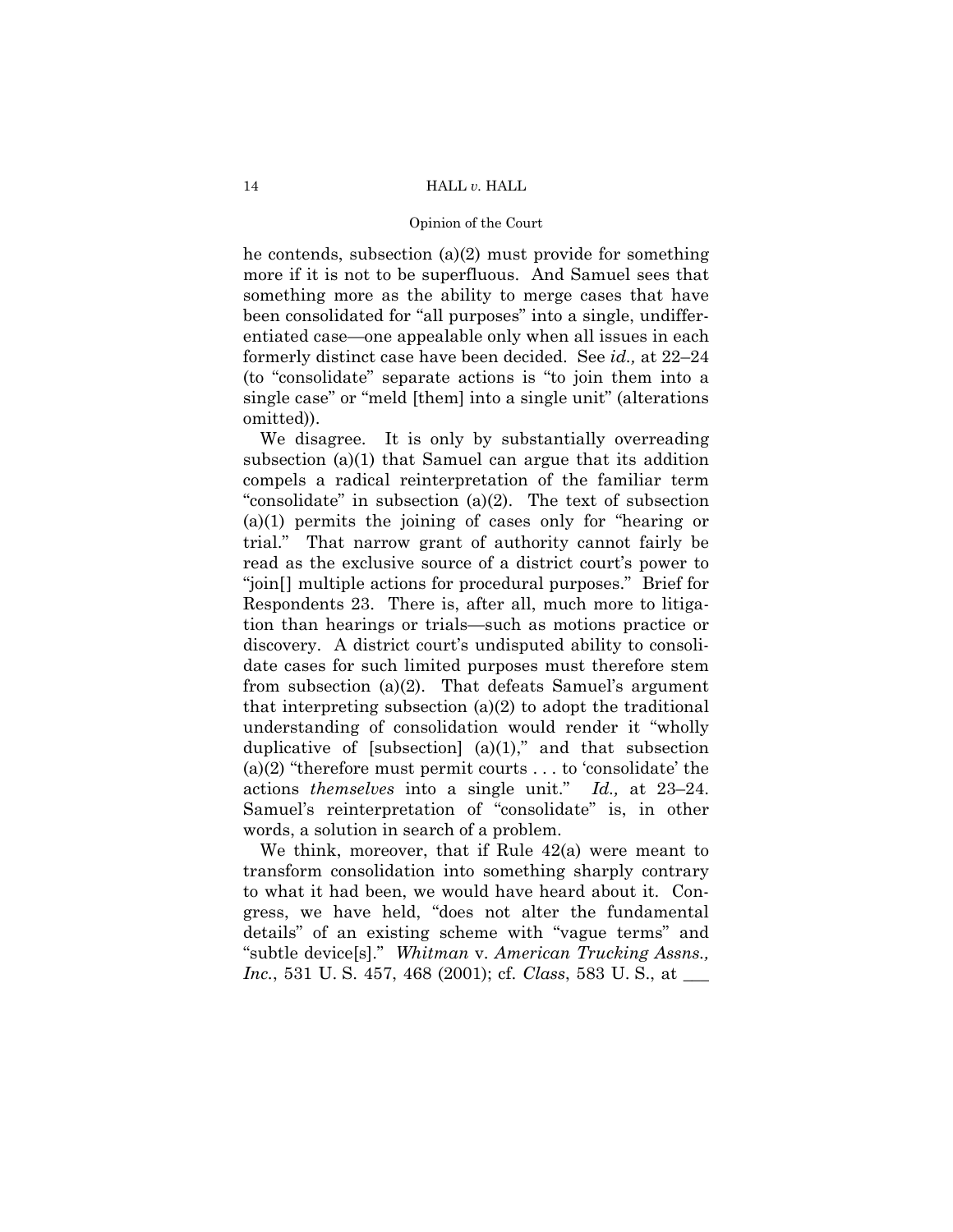he contends, subsection (a)(2) must provide for something more if it is not to be superfluous. And Samuel sees that something more as the ability to merge cases that have been consolidated for "all purposes" into a single, undifferentiated case—one appealable only when all issues in each formerly distinct case have been decided. See *id.,* at 22–24 (to "consolidate" separate actions is "to join them into a single case" or "meld [them] into a single unit" (alterations omitted)).

We disagree. It is only by substantially overreading subsection (a)(1) that Samuel can argue that its addition compels a radical reinterpretation of the familiar term "consolidate" in subsection (a)(2). The text of subsection (a)(1) permits the joining of cases only for "hearing or trial." That narrow grant of authority cannot fairly be read as the exclusive source of a district court's power to "join[] multiple actions for procedural purposes." Brief for Respondents 23. There is, after all, much more to litigation than hearings or trials—such as motions practice or discovery. A district court's undisputed ability to consolidate cases for such limited purposes must therefore stem from subsection (a)(2). That defeats Samuel's argument that interpreting subsection (a)(2) to adopt the traditional understanding of consolidation would render it "wholly duplicative of [subsection] (a)(1)," and that subsection (a)(2) "therefore must permit courts . . . to 'consolidate' the actions *themselves* into a single unit." *Id.,* at 23–24. Samuel's reinterpretation of "consolidate" is, in other words, a solution in search of a problem.

We think, moreover, that if Rule 42(a) were meant to transform consolidation into something sharply contrary to what it had been, we would have heard about it. Congress, we have held, "does not alter the fundamental details" of an existing scheme with "vague terms" and "subtle device[s]." *Whitman* v. *American Trucking Assns., Inc.*, 531 U. S. 457, 468 (2001); cf. *Class*, 583 U. S., at ___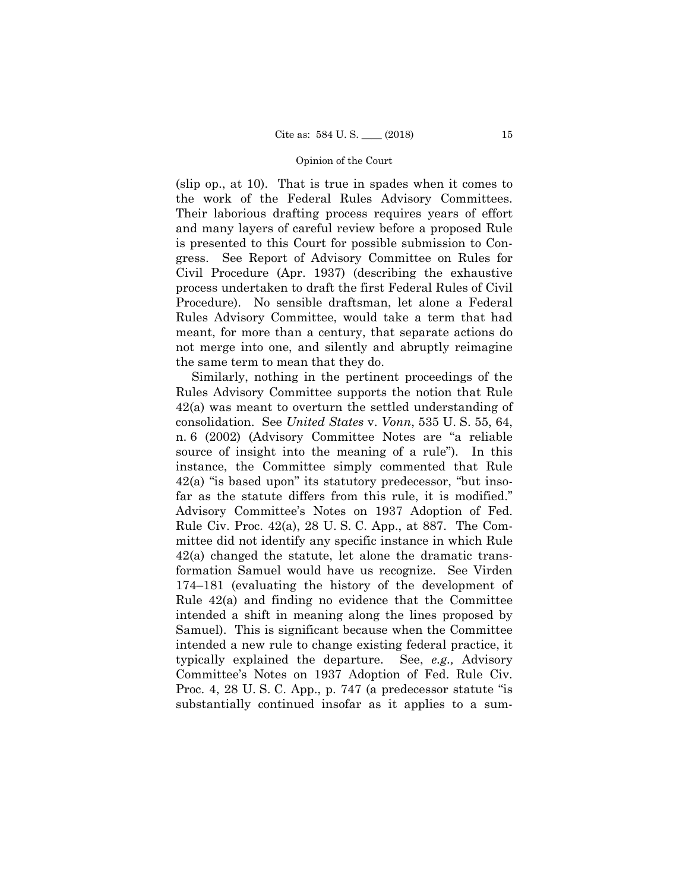(slip op., at 10). That is true in spades when it comes to the work of the Federal Rules Advisory Committees. Their laborious drafting process requires years of effort and many layers of careful review before a proposed Rule is presented to this Court for possible submission to Congress. See Report of Advisory Committee on Rules for Civil Procedure (Apr. 1937) (describing the exhaustive process undertaken to draft the first Federal Rules of Civil Procedure). No sensible draftsman, let alone a Federal Rules Advisory Committee, would take a term that had meant, for more than a century, that separate actions do not merge into one, and silently and abruptly reimagine the same term to mean that they do.

Similarly, nothing in the pertinent proceedings of the Rules Advisory Committee supports the notion that Rule 42(a) was meant to overturn the settled understanding of consolidation. See *United States* v. *Vonn*, 535 U. S. 55, 64, n. 6 (2002) (Advisory Committee Notes are "a reliable source of insight into the meaning of a rule"). In this instance, the Committee simply commented that Rule 42(a) "is based upon" its statutory predecessor, "but insofar as the statute differs from this rule, it is modified." Advisory Committee's Notes on 1937 Adoption of Fed. Rule Civ. Proc. 42(a), 28 U. S. C. App., at 887. The Committee did not identify any specific instance in which Rule 42(a) changed the statute, let alone the dramatic transformation Samuel would have us recognize. See Virden 174–181 (evaluating the history of the development of Rule 42(a) and finding no evidence that the Committee intended a shift in meaning along the lines proposed by Samuel). This is significant because when the Committee intended a new rule to change existing federal practice, it typically explained the departure. See, *e.g.,* Advisory Committee's Notes on 1937 Adoption of Fed. Rule Civ. Proc. 4, 28 U. S. C. App., p. 747 (a predecessor statute "is substantially continued insofar as it applies to a sum-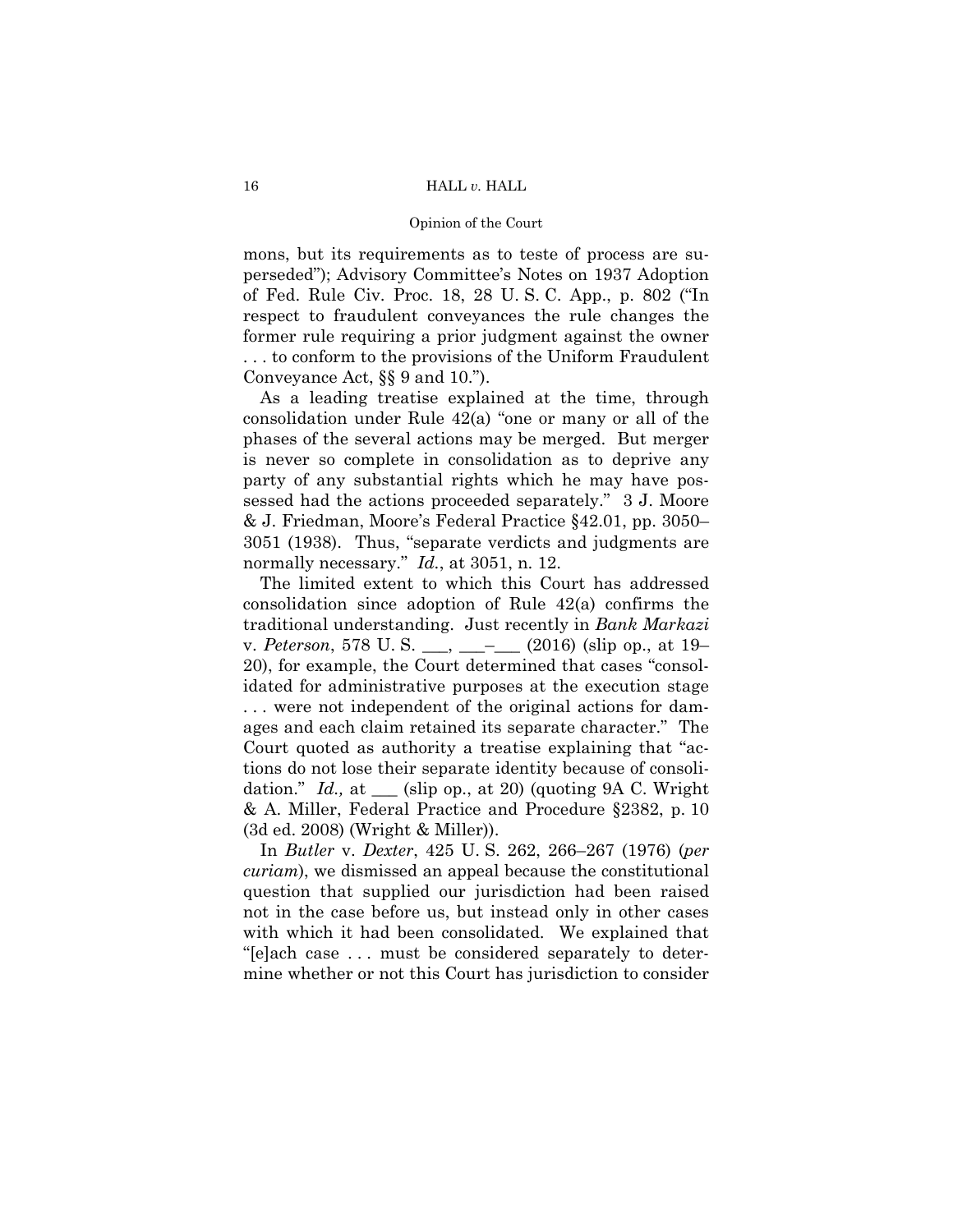mons, but its requirements as to teste of process are superseded"); Advisory Committee's Notes on 1937 Adoption of Fed. Rule Civ. Proc. 18, 28 U. S. C. App., p. 802 ("In respect to fraudulent conveyances the rule changes the former rule requiring a prior judgment against the owner . . . to conform to the provisions of the Uniform Fraudulent Conveyance Act, §§ 9 and 10.").

As a leading treatise explained at the time, through consolidation under Rule 42(a) "one or many or all of the phases of the several actions may be merged. But merger is never so complete in consolidation as to deprive any party of any substantial rights which he may have possessed had the actions proceeded separately." 3 J. Moore & J. Friedman, Moore's Federal Practice §42.01, pp. 3050–3051 (1938). Thus, "separate verdicts and judgments are normally necessary." *Id.*, at 3051, n. 12.

The limited extent to which this Court has addressed consolidation since adoption of Rule 42(a) confirms the traditional understanding. Just recently in *Bank Markazi* v. *Peterson*, 578 U. S. \_\_\_, \_\_\_–\_\_\_ (2016) (slip op., at 19–20), for example, the Court determined that cases "consolidated for administrative purposes at the execution stage . . . were not independent of the original actions for damages and each claim retained its separate character." The Court quoted as authority a treatise explaining that "actions do not lose their separate identity because of consolidation." *Id.,* at \_\_\_ (slip op., at 20) (quoting 9A C. Wright & A. Miller, Federal Practice and Procedure §2382, p. 10 (3d ed. 2008) (Wright & Miller)).

In *Butler* v. *Dexter*, 425 U. S. 262, 266–267 (1976) (*per curiam*), we dismissed an appeal because the constitutional question that supplied our jurisdiction had been raised not in the case before us, but instead only in other cases with which it had been consolidated. We explained that "[e]ach case . . . must be considered separately to determine whether or not this Court has jurisdiction to consider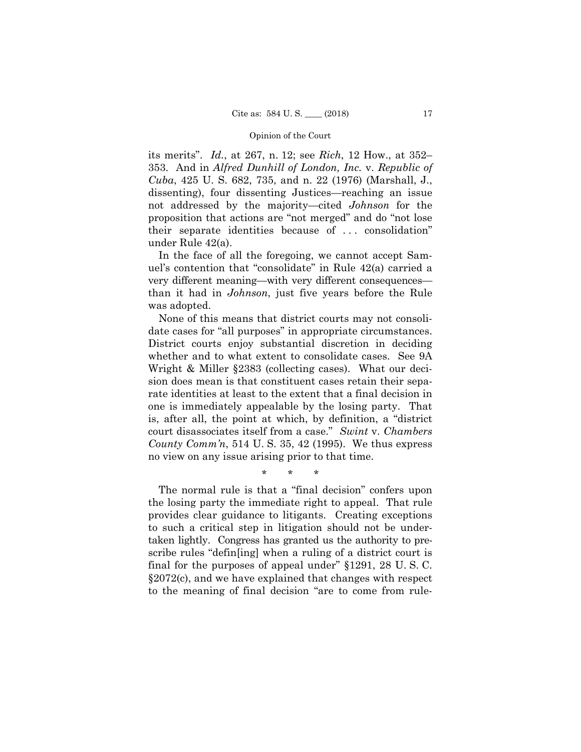its merits". *Id.*, at 267, n. 12; see *Rich*, 12 How., at 352–353. And in *Alfred Dunhill of London, Inc.* v. *Republic of Cuba*, 425 U. S. 682, 735, and n. 22 (1976) (Marshall, J., dissenting), four dissenting Justices—reaching an issue not addressed by the majority—cited *Johnson* for the proposition that actions are "not merged" and do "not lose their separate identities because of . . . consolidation" under Rule 42(a).

In the face of all the foregoing, we cannot accept Samuel's contention that "consolidate" in Rule 42(a) carried a very different meaning—with very different consequences—than it had in *Johnson*, just five years before the Rule was adopted.

None of this means that district courts may not consolidate cases for "all purposes" in appropriate circumstances. District courts enjoy substantial discretion in deciding whether and to what extent to consolidate cases. See 9A Wright & Miller §2383 (collecting cases). What our decision does mean is that constituent cases retain their separate identities at least to the extent that a final decision in one is immediately appealable by the losing party. That is, after all, the point at which, by definition, a "district court disassociates itself from a case." *Swint* v. *Chambers County Comm'n*, 514 U. S. 35, 42 (1995). We thus express no view on any issue arising prior to that time.

\* \* \*

The normal rule is that a "final decision" confers upon the losing party the immediate right to appeal. That rule provides clear guidance to litigants. Creating exceptions to such a critical step in litigation should not be undertaken lightly. Congress has granted us the authority to prescribe rules "defin[ing] when a ruling of a district court is final for the purposes of appeal under" §1291, 28 U. S. C. §2072(c), and we have explained that changes with respect to the meaning of final decision "are to come from rule-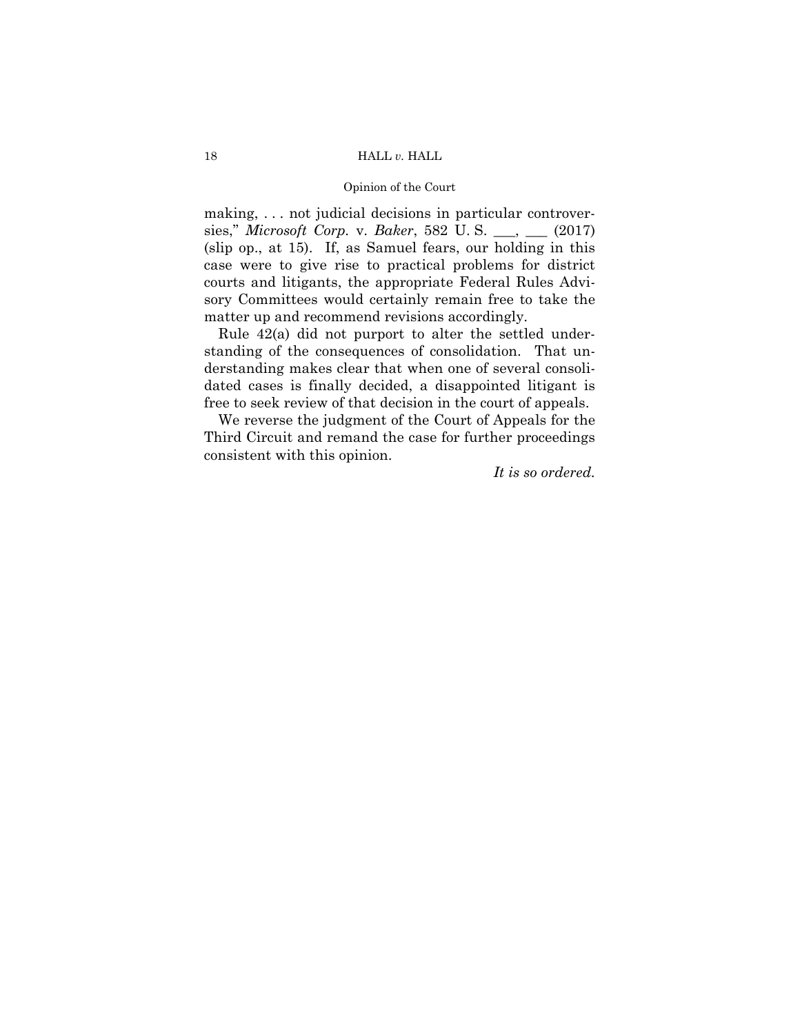making, . . . not judicial decisions in particular controversies," *Microsoft Corp.* v. *Baker*, 582 U. S. \_\_\_, \_\_\_ (2017) (slip op., at 15). If, as Samuel fears, our holding in this case were to give rise to practical problems for district courts and litigants, the appropriate Federal Rules Advisory Committees would certainly remain free to take the matter up and recommend revisions accordingly.

Rule 42(a) did not purport to alter the settled understanding of the consequences of consolidation. That understanding makes clear that when one of several consolidated cases is finally decided, a disappointed litigant is free to seek review of that decision in the court of appeals.

We reverse the judgment of the Court of Appeals for the Third Circuit and remand the case for further proceedings consistent with this opinion.

*It is so ordered.*